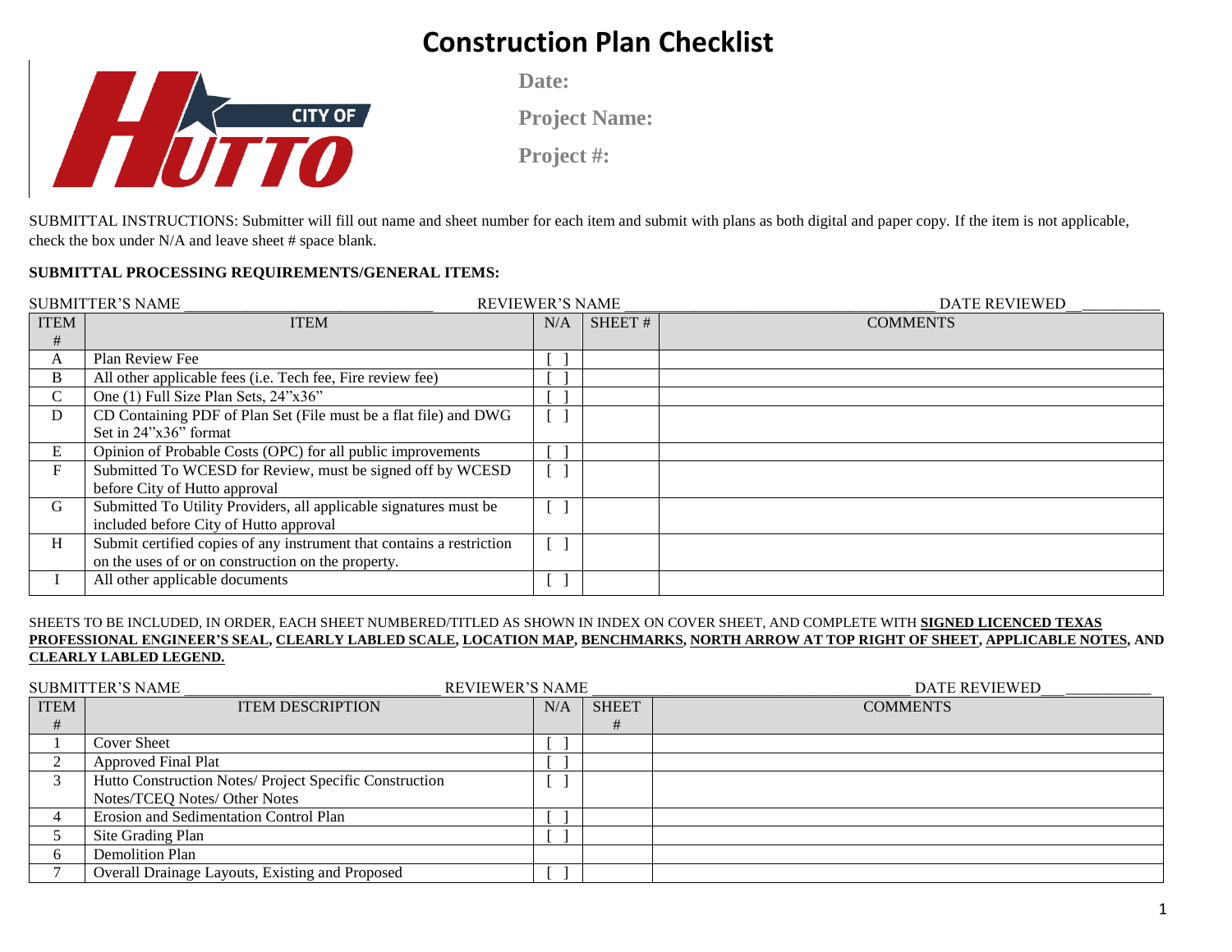# Construction Plan Checklist

**Date:**

**Project Name:**

**Project #:**

SUBMITTAL INSTRUCTIONS: Submitter will fill out name and sheet number for each item and submit with plans as both digital and paper copy. If the item is not applicable, check the box under N/A and leave sheet # space blank.

**SUBMITTAL PROCESSING REQUIREMENTS/GENERAL ITEMS:**

SUBMITTER'S NAME ______________________________ REVIEWER'S NAME ______________________________ DATE REVIEWED__ __________

| ITEM # | ITEM | N/A | SHEET # | COMMENTS |
|---|---|---|---|---|
| A | Plan Review Fee | [ ] | | |
| B | All other applicable fees (i.e. Tech fee, Fire review fee) | [ ] | | |
| C | One (1) Full Size Plan Sets, 24"x36" | [ ] | | |
| D | CD Containing PDF of Plan Set (File must be a flat file) and DWG Set in 24"x36" format | [ ] | | |
| E | Opinion of Probable Costs (OPC) for all public improvements | [ ] | | |
| F | Submitted To WCESD for Review, must be signed off by WCESD before City of Hutto approval | [ ] | | |
| G | Submitted To Utility Providers, all applicable signatures must be included before City of Hutto approval | [ ] | | |
| H | Submit certified copies of any instrument that contains a restriction on the uses of or on construction on the property. | [ ] | | |
| I | All other applicable documents | [ ] | | |

SHEETS TO BE INCLUDED, IN ORDER, EACH SHEET NUMBERED/TITLED AS SHOWN IN INDEX ON COVER SHEET, AND COMPLETE WITH **SIGNED LICENCED TEXAS PROFESSIONAL ENGINEER'S SEAL, CLEARLY LABLED SCALE, LOCATION MAP, BENCHMARKS, NORTH ARROW AT TOP RIGHT OF SHEET, APPLICABLE NOTES, AND CLEARLY LABLED LEGEND.**

SUBMITTER'S NAME ______________________________ REVIEWER'S NAME ______________________________ DATE REVIEWED___ ___________

| ITEM # | ITEM DESCRIPTION | N/A | SHEET # | COMMENTS |
|---|---|---|---|---|
| 1 | Cover Sheet | [ ] | | |
| 2 | Approved Final Plat | [ ] | | |
| 3 | Hutto Construction Notes/ Project Specific Construction Notes/TCEQ Notes/ Other Notes | [ ] | | |
| 4 | Erosion and Sedimentation Control Plan | [ ] | | |
| 5 | Site Grading Plan | [ ] | | |
| 6 | Demolition Plan | | | |
| 7 | Overall Drainage Layouts, Existing and Proposed | [ ] | | |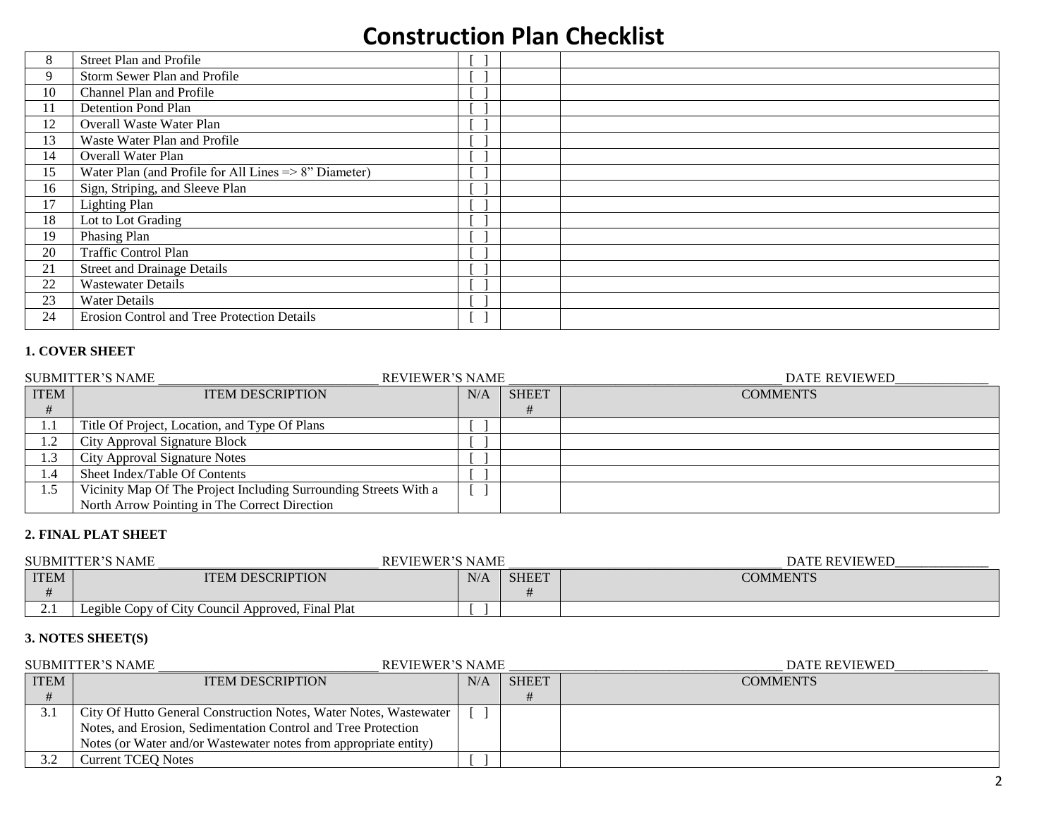# Construction Plan Checklist

| | | | | |
|---|---|---|---|---|
| 8 | Street Plan and Profile | [ ] | | |
| 9 | Storm Sewer Plan and Profile | [ ] | | |
| 10 | Channel Plan and Profile | [ ] | | |
| 11 | Detention Pond Plan | [ ] | | |
| 12 | Overall Waste Water Plan | [ ] | | |
| 13 | Waste Water Plan and Profile | [ ] | | |
| 14 | Overall Water Plan | [ ] | | |
| 15 | Water Plan (and Profile for All Lines => 8” Diameter) | [ ] | | |
| 16 | Sign, Striping, and Sleeve Plan | [ ] | | |
| 17 | Lighting Plan | [ ] | | |
| 18 | Lot to Lot Grading | [ ] | | |
| 19 | Phasing Plan | [ ] | | |
| 20 | Traffic Control Plan | [ ] | | |
| 21 | Street and Drainage Details | [ ] | | |
| 22 | Wastewater Details | [ ] | | |
| 23 | Water Details | [ ] | | |
| 24 | Erosion Control and Tree Protection Details | [ ] | | |

**1. COVER SHEET**

SUBMITTER’S NAME ________________________________ REVIEWER’S NAME ________________________________________ DATE REVIEWED______________

| ITEM # | ITEM DESCRIPTION | N/A | SHEET # | COMMENTS |
|---|---|---|---|---|
| 1.1 | Title Of Project, Location, and Type Of Plans | [ ] | | |
| 1.2 | City Approval Signature Block | [ ] | | |
| 1.3 | City Approval Signature Notes | [ ] | | |
| 1.4 | Sheet Index/Table Of Contents | [ ] | | |
| 1.5 | Vicinity Map Of The Project Including Surrounding Streets With a North Arrow Pointing in The Correct Direction | [ ] | | |

**2. FINAL PLAT SHEET**

SUBMITTER’S NAME ________________________________ REVIEWER’S NAME ________________________________________ DATE REVIEWED______________

| ITEM # | ITEM DESCRIPTION | N/A | SHEET # | COMMENTS |
|---|---|---|---|---|
| 2.1 | Legible Copy of City Council Approved, Final Plat | [ ] | | |

**3. NOTES SHEET(S)**

SUBMITTER’S NAME ________________________________ REVIEWER’S NAME ________________________________________ DATE REVIEWED______________

| ITEM # | ITEM DESCRIPTION | N/A | SHEET # | COMMENTS |
|---|---|---|---|---|
| 3.1 | City Of Hutto General Construction Notes, Water Notes, Wastewater Notes, and Erosion, Sedimentation Control and Tree Protection Notes (or Water and/or Wastewater notes from appropriate entity) | [ ] | | |
| 3.2 | Current TCEQ Notes | [ ] | | |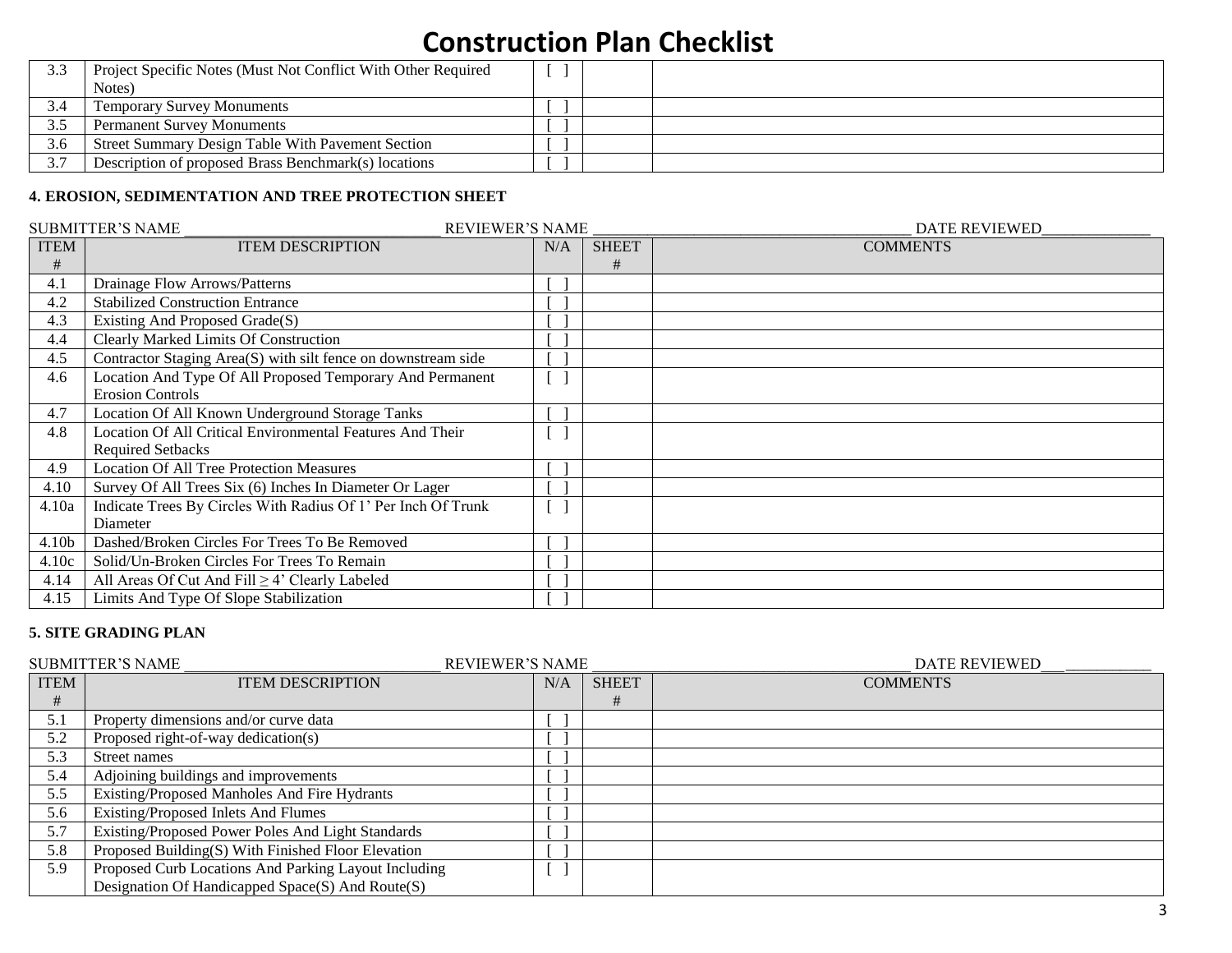# Construction Plan Checklist

| | | | | |
|---|---|---|---|---|
| 3.3 | Project Specific Notes (Must Not Conflict With Other Required Notes) | [ ] | | |
| 3.4 | Temporary Survey Monuments | [ ] | | |
| 3.5 | Permanent Survey Monuments | [ ] | | |
| 3.6 | Street Summary Design Table With Pavement Section | [ ] | | |
| 3.7 | Description of proposed Brass Benchmark(s) locations | [ ] | | |

**4. EROSION, SEDIMENTATION AND TREE PROTECTION SHEET**

SUBMITTER'S NAME ________________________________ REVIEWER'S NAME ________________________________________ DATE REVIEWED______________

| ITEM # | ITEM DESCRIPTION | N/A | SHEET # | COMMENTS |
|---|---|---|---|---|
| 4.1 | Drainage Flow Arrows/Patterns | [ ] | | |
| 4.2 | Stabilized Construction Entrance | [ ] | | |
| 4.3 | Existing And Proposed Grade(S) | [ ] | | |
| 4.4 | Clearly Marked Limits Of Construction | [ ] | | |
| 4.5 | Contractor Staging Area(S) with silt fence on downstream side | [ ] | | |
| 4.6 | Location And Type Of All Proposed Temporary And Permanent Erosion Controls | [ ] | | |
| 4.7 | Location Of All Known Underground Storage Tanks | [ ] | | |
| 4.8 | Location Of All Critical Environmental Features And Their Required Setbacks | [ ] | | |
| 4.9 | Location Of All Tree Protection Measures | [ ] | | |
| 4.10 | Survey Of All Trees Six (6) Inches In Diameter Or Lager | [ ] | | |
| 4.10a | Indicate Trees By Circles With Radius Of 1' Per Inch Of Trunk Diameter | [ ] | | |
| 4.10b | Dashed/Broken Circles For Trees To Be Removed | [ ] | | |
| 4.10c | Solid/Un-Broken Circles For Trees To Remain | [ ] | | |
| 4.14 | All Areas Of Cut And Fill ≥ 4' Clearly Labeled | [ ] | | |
| 4.15 | Limits And Type Of Slope Stabilization | [ ] | | |

**5. SITE GRADING PLAN**

SUBMITTER'S NAME ________________________________ REVIEWER'S NAME ________________________________________ DATE REVIEWED___ ___________

| ITEM # | ITEM DESCRIPTION | N/A | SHEET # | COMMENTS |
|---|---|---|---|---|
| 5.1 | Property dimensions and/or curve data | [ ] | | |
| 5.2 | Proposed right-of-way dedication(s) | [ ] | | |
| 5.3 | Street names | [ ] | | |
| 5.4 | Adjoining buildings and improvements | [ ] | | |
| 5.5 | Existing/Proposed Manholes And Fire Hydrants | [ ] | | |
| 5.6 | Existing/Proposed Inlets And Flumes | [ ] | | |
| 5.7 | Existing/Proposed Power Poles And Light Standards | [ ] | | |
| 5.8 | Proposed Building(S) With Finished Floor Elevation | [ ] | | |
| 5.9 | Proposed Curb Locations And Parking Layout Including Designation Of Handicapped Space(S) And Route(S) | [ ] | | |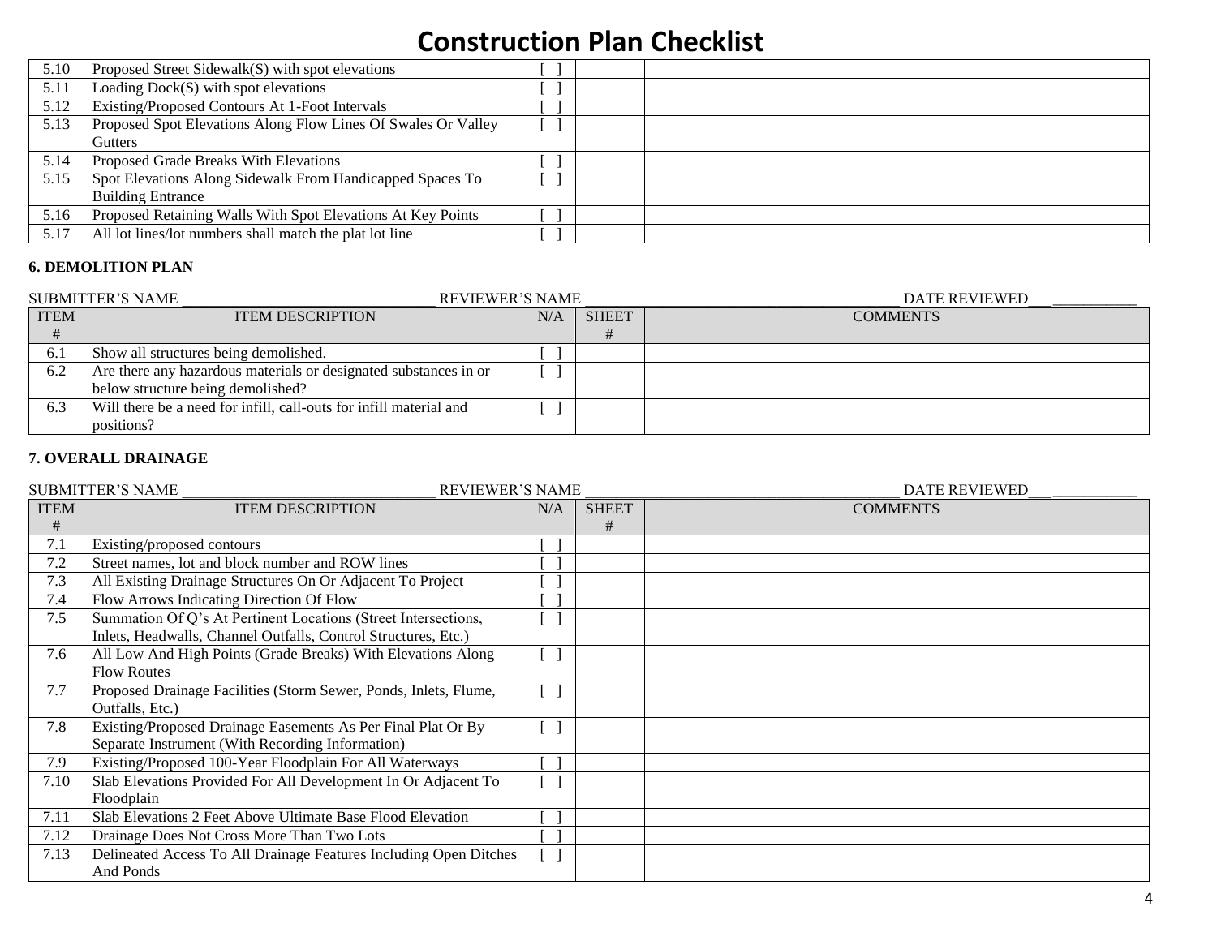# Construction Plan Checklist

| | | | | |
|---|---|---|---|---|
| 5.10 | Proposed Street Sidewalk(S) with spot elevations | [ ] | | |
| 5.11 | Loading Dock(S) with spot elevations | [ ] | | |
| 5.12 | Existing/Proposed Contours At 1-Foot Intervals | [ ] | | |
| 5.13 | Proposed Spot Elevations Along Flow Lines Of Swales Or Valley Gutters | [ ] | | |
| 5.14 | Proposed Grade Breaks With Elevations | [ ] | | |
| 5.15 | Spot Elevations Along Sidewalk From Handicapped Spaces To Building Entrance | [ ] | | |
| 5.16 | Proposed Retaining Walls With Spot Elevations At Key Points | [ ] | | |
| 5.17 | All lot lines/lot numbers shall match the plat lot line | [ ] | | |

**6. DEMOLITION PLAN**

SUBMITTER'S NAME ________________________________ REVIEWER'S NAME ________________________________________ DATE REVIEWED___ ___________

| ITEM # | ITEM DESCRIPTION | N/A | SHEET # | COMMENTS |
|---|---|---|---|---|
| 6.1 | Show all structures being demolished. | [ ] | | |
| 6.2 | Are there any hazardous materials or designated substances in or below structure being demolished? | [ ] | | |
| 6.3 | Will there be a need for infill, call-outs for infill material and positions? | [ ] | | |

**7. OVERALL DRAINAGE**

SUBMITTER'S NAME ________________________________ REVIEWER'S NAME ________________________________________ DATE REVIEWED___ ___________

| ITEM # | ITEM DESCRIPTION | N/A | SHEET # | COMMENTS |
|---|---|---|---|---|
| 7.1 | Existing/proposed contours | [ ] | | |
| 7.2 | Street names, lot and block number and ROW lines | [ ] | | |
| 7.3 | All Existing Drainage Structures On Or Adjacent To Project | [ ] | | |
| 7.4 | Flow Arrows Indicating Direction Of Flow | [ ] | | |
| 7.5 | Summation Of Q's At Pertinent Locations (Street Intersections, Inlets, Headwalls, Channel Outfalls, Control Structures, Etc.) | [ ] | | |
| 7.6 | All Low And High Points (Grade Breaks) With Elevations Along Flow Routes | [ ] | | |
| 7.7 | Proposed Drainage Facilities (Storm Sewer, Ponds, Inlets, Flume, Outfalls, Etc.) | [ ] | | |
| 7.8 | Existing/Proposed Drainage Easements As Per Final Plat Or By Separate Instrument (With Recording Information) | [ ] | | |
| 7.9 | Existing/Proposed 100-Year Floodplain For All Waterways | [ ] | | |
| 7.10 | Slab Elevations Provided For All Development In Or Adjacent To Floodplain | [ ] | | |
| 7.11 | Slab Elevations 2 Feet Above Ultimate Base Flood Elevation | [ ] | | |
| 7.12 | Drainage Does Not Cross More Than Two Lots | [ ] | | |
| 7.13 | Delineated Access To All Drainage Features Including Open Ditches And Ponds | [ ] | | |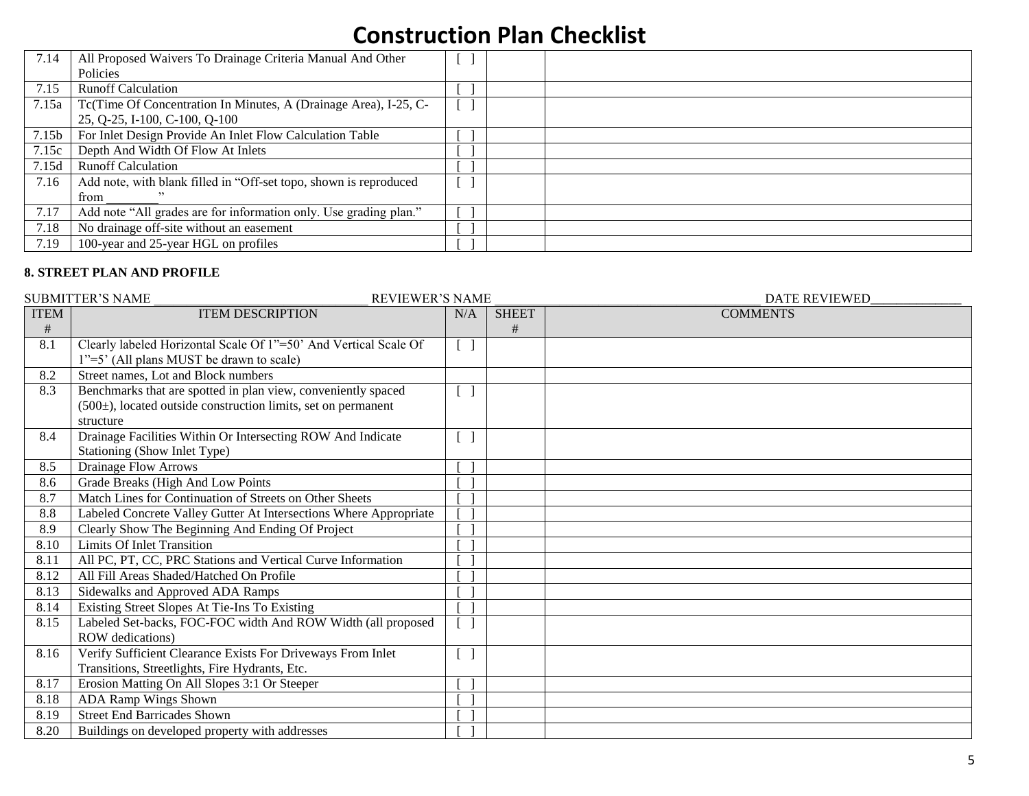# Construction Plan Checklist

| | | | | |
|---|---|---|---|---|
| 7.14 | All Proposed Waivers To Drainage Criteria Manual And Other Policies | [ ] | | |
| 7.15 | Runoff Calculation | [ ] | | |
| 7.15a | Tc(Time Of Concentration In Minutes, A (Drainage Area), I-25, C-25, Q-25, I-100, C-100, Q-100 | [ ] | | |
| 7.15b | For Inlet Design Provide An Inlet Flow Calculation Table | [ ] | | |
| 7.15c | Depth And Width Of Flow At Inlets | [ ] | | |
| 7.15d | Runoff Calculation | [ ] | | |
| 7.16 | Add note, with blank filled in "Off-set topo, shown is reproduced from ________" | [ ] | | |
| 7.17 | Add note "All grades are for information only. Use grading plan." | [ ] | | |
| 7.18 | No drainage off-site without an easement | [ ] | | |
| 7.19 | 100-year and 25-year HGL on profiles | [ ] | | |

**8. STREET PLAN AND PROFILE**

SUBMITTER'S NAME ________________________________ REVIEWER'S NAME ________________________________________ DATE REVIEWED______________

| ITEM # | ITEM DESCRIPTION | N/A | SHEET # | COMMENTS |
|---|---|---|---|---|
| 8.1 | Clearly labeled Horizontal Scale Of 1"=50' And Vertical Scale Of 1"=5' (All plans MUST be drawn to scale) | [ ] | | |
| 8.2 | Street names, Lot and Block numbers | | | |
| 8.3 | Benchmarks that are spotted in plan view, conveniently spaced (500±), located outside construction limits, set on permanent structure | [ ] | | |
| 8.4 | Drainage Facilities Within Or Intersecting ROW And Indicate Stationing (Show Inlet Type) | [ ] | | |
| 8.5 | Drainage Flow Arrows | [ ] | | |
| 8.6 | Grade Breaks (High And Low Points | [ ] | | |
| 8.7 | Match Lines for Continuation of Streets on Other Sheets | [ ] | | |
| 8.8 | Labeled Concrete Valley Gutter At Intersections Where Appropriate | [ ] | | |
| 8.9 | Clearly Show The Beginning And Ending Of Project | [ ] | | |
| 8.10 | Limits Of Inlet Transition | [ ] | | |
| 8.11 | All PC, PT, CC, PRC Stations and Vertical Curve Information | [ ] | | |
| 8.12 | All Fill Areas Shaded/Hatched On Profile | [ ] | | |
| 8.13 | Sidewalks and Approved ADA Ramps | [ ] | | |
| 8.14 | Existing Street Slopes At Tie-Ins To Existing | [ ] | | |
| 8.15 | Labeled Set-backs, FOC-FOC width And ROW Width (all proposed ROW dedications) | [ ] | | |
| 8.16 | Verify Sufficient Clearance Exists For Driveways From Inlet Transitions, Streetlights, Fire Hydrants, Etc. | [ ] | | |
| 8.17 | Erosion Matting On All Slopes 3:1 Or Steeper | [ ] | | |
| 8.18 | ADA Ramp Wings Shown | [ ] | | |
| 8.19 | Street End Barricades Shown | [ ] | | |
| 8.20 | Buildings on developed property with addresses | [ ] | | |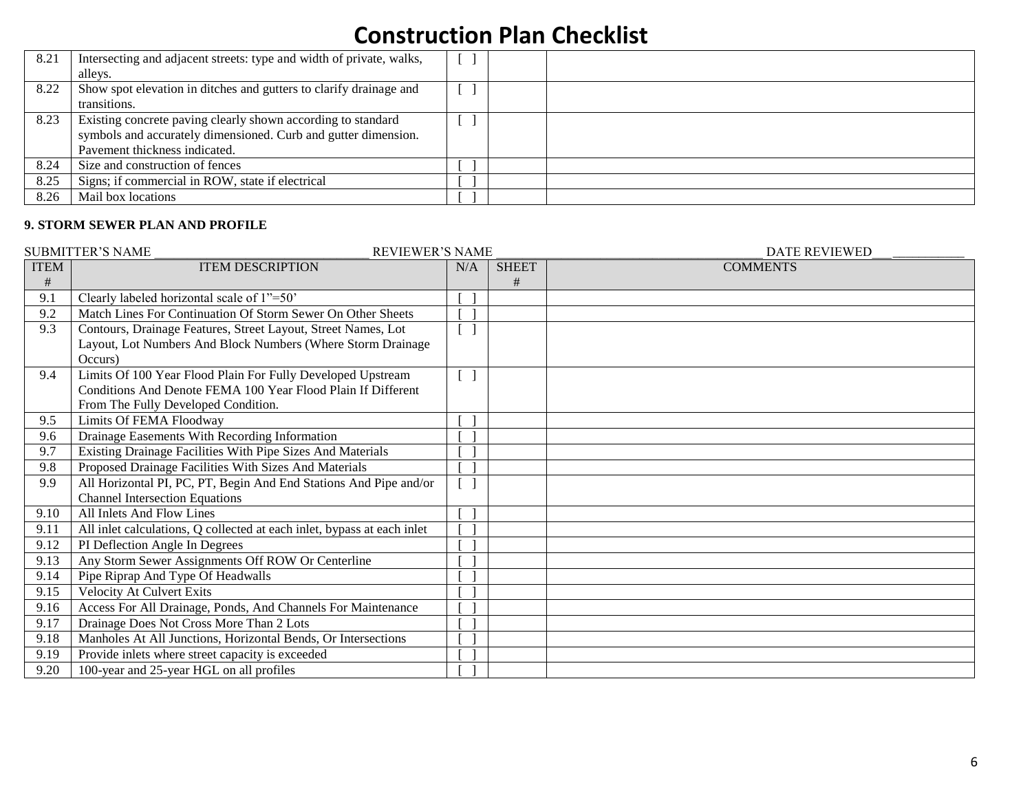# Construction Plan Checklist

| | | | | |
|---|---|---|---|---|
| 8.21 | Intersecting and adjacent streets: type and width of private, walks, alleys. | [ ] | | |
| 8.22 | Show spot elevation in ditches and gutters to clarify drainage and transitions. | [ ] | | |
| 8.23 | Existing concrete paving clearly shown according to standard symbols and accurately dimensioned. Curb and gutter dimension. Pavement thickness indicated. | [ ] | | |
| 8.24 | Size and construction of fences | [ ] | | |
| 8.25 | Signs; if commercial in ROW, state if electrical | [ ] | | |
| 8.26 | Mail box locations | [ ] | | |

**9. STORM SEWER PLAN AND PROFILE**

SUBMITTER'S NAME ________________________________ REVIEWER'S NAME ________________________________________ DATE REVIEWED___ __________

| ITEM # | ITEM DESCRIPTION | N/A | SHEET # | COMMENTS |
|---|---|---|---|---|
| 9.1 | Clearly labeled horizontal scale of 1"=50' | [ ] | | |
| 9.2 | Match Lines For Continuation Of Storm Sewer On Other Sheets | [ ] | | |
| 9.3 | Contours, Drainage Features, Street Layout, Street Names, Lot Layout, Lot Numbers And Block Numbers (Where Storm Drainage Occurs) | [ ] | | |
| 9.4 | Limits Of 100 Year Flood Plain For Fully Developed Upstream Conditions And Denote FEMA 100 Year Flood Plain If Different From The Fully Developed Condition. | [ ] | | |
| 9.5 | Limits Of FEMA Floodway | [ ] | | |
| 9.6 | Drainage Easements With Recording Information | [ ] | | |
| 9.7 | Existing Drainage Facilities With Pipe Sizes And Materials | [ ] | | |
| 9.8 | Proposed Drainage Facilities With Sizes And Materials | [ ] | | |
| 9.9 | All Horizontal PI, PC, PT, Begin And End Stations And Pipe and/or Channel Intersection Equations | [ ] | | |
| 9.10 | All Inlets And Flow Lines | [ ] | | |
| 9.11 | All inlet calculations, Q collected at each inlet, bypass at each inlet | [ ] | | |
| 9.12 | PI Deflection Angle In Degrees | [ ] | | |
| 9.13 | Any Storm Sewer Assignments Off ROW Or Centerline | [ ] | | |
| 9.14 | Pipe Riprap And Type Of Headwalls | [ ] | | |
| 9.15 | Velocity At Culvert Exits | [ ] | | |
| 9.16 | Access For All Drainage, Ponds, And Channels For Maintenance | [ ] | | |
| 9.17 | Drainage Does Not Cross More Than 2 Lots | [ ] | | |
| 9.18 | Manholes At All Junctions, Horizontal Bends, Or Intersections | [ ] | | |
| 9.19 | Provide inlets where street capacity is exceeded | [ ] | | |
| 9.20 | 100-year and 25-year HGL on all profiles | [ ] | | |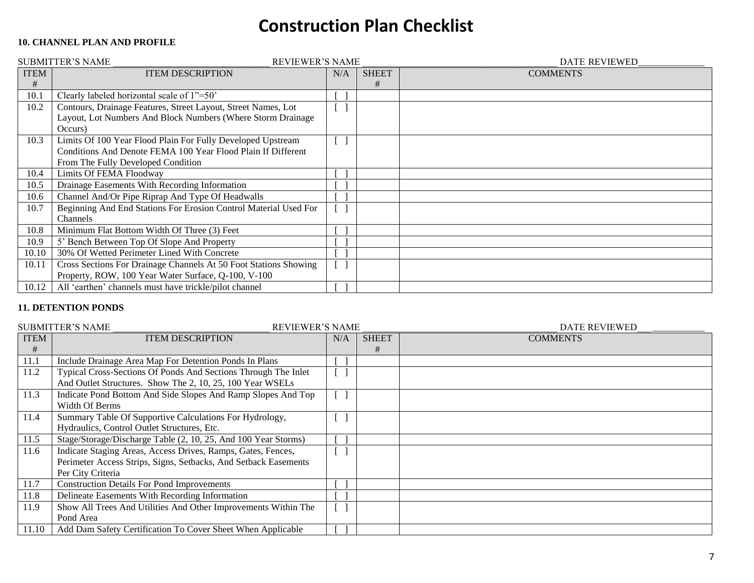# Construction Plan Checklist

**10. CHANNEL PLAN AND PROFILE**

SUBMITTER'S NAME ______________________________ REVIEWER'S NAME ______________________________________ DATE REVIEWED_____________

| ITEM # | ITEM DESCRIPTION | N/A | SHEET # | COMMENTS |
|---|---|---|---|---|
| 10.1 | Clearly labeled horizontal scale of 1"=50' | [ ] | | |
| 10.2 | Contours, Drainage Features, Street Layout, Street Names, Lot Layout, Lot Numbers And Block Numbers (Where Storm Drainage Occurs) | [ ] | | |
| 10.3 | Limits Of 100 Year Flood Plain For Fully Developed Upstream Conditions And Denote FEMA 100 Year Flood Plain If Different From The Fully Developed Condition | [ ] | | |
| 10.4 | Limits Of FEMA Floodway | [ ] | | |
| 10.5 | Drainage Easements With Recording Information | [ ] | | |
| 10.6 | Channel And/Or Pipe Riprap And Type Of Headwalls | [ ] | | |
| 10.7 | Beginning And End Stations For Erosion Control Material Used For Channels | [ ] | | |
| 10.8 | Minimum Flat Bottom Width Of Three (3) Feet | [ ] | | |
| 10.9 | 5' Bench Between Top Of Slope And Property | [ ] | | |
| 10.10 | 30% Of Wetted Perimeter Lined With Concrete | [ ] | | |
| 10.11 | Cross Sections For Drainage Channels At 50 Foot Stations Showing Property, ROW, 100 Year Water Surface, Q-100, V-100 | [ ] | | |
| 10.12 | All 'earthen' channels must have trickle/pilot channel | [ ] | | |

**11. DETENTION PONDS**

SUBMITTER'S NAME ______________________________ REVIEWER'S NAME ______________________________________ DATE REVIEWED___ __________

| ITEM # | ITEM DESCRIPTION | N/A | SHEET # | COMMENTS |
|---|---|---|---|---|
| 11.1 | Include Drainage Area Map For Detention Ponds In Plans | [ ] | | |
| 11.2 | Typical Cross-Sections Of Ponds And Sections Through The Inlet And Outlet Structures. Show The 2, 10, 25, 100 Year WSELs | [ ] | | |
| 11.3 | Indicate Pond Bottom And Side Slopes And Ramp Slopes And Top Width Of Berms | [ ] | | |
| 11.4 | Summary Table Of Supportive Calculations For Hydrology, Hydraulics, Control Outlet Structures, Etc. | [ ] | | |
| 11.5 | Stage/Storage/Discharge Table (2, 10, 25, And 100 Year Storms) | [ ] | | |
| 11.6 | Indicate Staging Areas, Access Drives, Ramps, Gates, Fences, Perimeter Access Strips, Signs, Setbacks, And Setback Easements Per City Criteria | [ ] | | |
| 11.7 | Construction Details For Pond Improvements | [ ] | | |
| 11.8 | Delineate Easements With Recording Information | [ ] | | |
| 11.9 | Show All Trees And Utilities And Other Improvements Within The Pond Area | [ ] | | |
| 11.10 | Add Dam Safety Certification To Cover Sheet When Applicable | [ ] | | |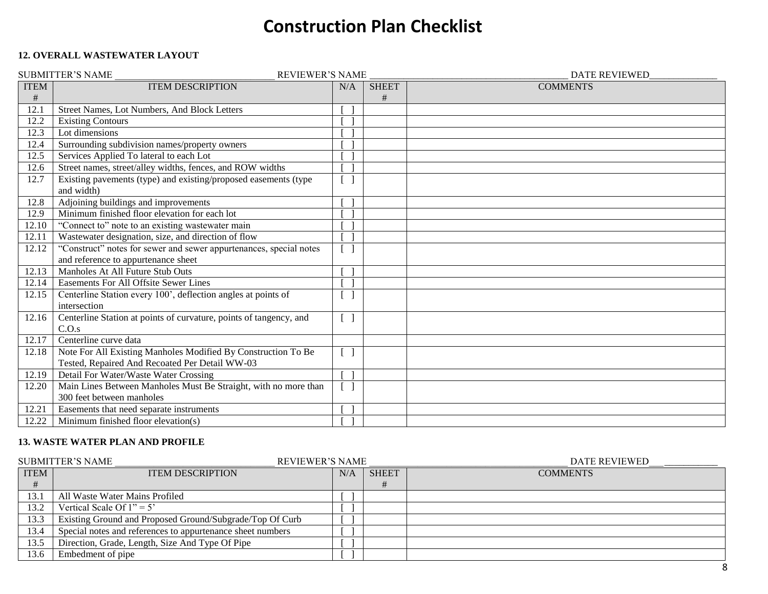# Construction Plan Checklist

**12. OVERALL WASTEWATER LAYOUT**

SUBMITTER'S NAME ________________________________ REVIEWER'S NAME ________________________________________ DATE REVIEWED______________

| ITEM # | ITEM DESCRIPTION | N/A | SHEET # | COMMENTS |
|---|---|---|---|---|
| 12.1 | Street Names, Lot Numbers, And Block Letters | [ ] | | |
| 12.2 | Existing Contours | [ ] | | |
| 12.3 | Lot dimensions | [ ] | | |
| 12.4 | Surrounding subdivision names/property owners | [ ] | | |
| 12.5 | Services Applied To lateral to each Lot | [ ] | | |
| 12.6 | Street names, street/alley widths, fences, and ROW widths | [ ] | | |
| 12.7 | Existing pavements (type) and existing/proposed easements (type and width) | [ ] | | |
| 12.8 | Adjoining buildings and improvements | [ ] | | |
| 12.9 | Minimum finished floor elevation for each lot | [ ] | | |
| 12.10 | "Connect to" note to an existing wastewater main | [ ] | | |
| 12.11 | Wastewater designation, size, and direction of flow | [ ] | | |
| 12.12 | "Construct" notes for sewer and sewer appurtenances, special notes and reference to appurtenance sheet | [ ] | | |
| 12.13 | Manholes At All Future Stub Outs | [ ] | | |
| 12.14 | Easements For All Offsite Sewer Lines | [ ] | | |
| 12.15 | Centerline Station every 100', deflection angles at points of intersection | [ ] | | |
| 12.16 | Centerline Station at points of curvature, points of tangency, and C.O.s | [ ] | | |
| 12.17 | Centerline curve data | | | |
| 12.18 | Note For All Existing Manholes Modified By Construction To Be Tested, Repaired And Recoated Per Detail WW-03 | [ ] | | |
| 12.19 | Detail For Water/Waste Water Crossing | [ ] | | |
| 12.20 | Main Lines Between Manholes Must Be Straight, with no more than 300 feet between manholes | [ ] | | |
| 12.21 | Easements that need separate instruments | [ ] | | |
| 12.22 | Minimum finished floor elevation(s) | [ ] | | |

**13. WASTE WATER PLAN AND PROFILE**

SUBMITTER'S NAME ________________________________ REVIEWER'S NAME ________________________________________ DATE REVIEWED___ ___________

| ITEM # | ITEM DESCRIPTION | N/A | SHEET # | COMMENTS |
|---|---|---|---|---|
| 13.1 | All Waste Water Mains Profiled | [ ] | | |
| 13.2 | Vertical Scale Of 1" = 5' | [ ] | | |
| 13.3 | Existing Ground and Proposed Ground/Subgrade/Top Of Curb | [ ] | | |
| 13.4 | Special notes and references to appurtenance sheet numbers | [ ] | | |
| 13.5 | Direction, Grade, Length, Size And Type Of Pipe | [ ] | | |
| 13.6 | Embedment of pipe | [ ] | | |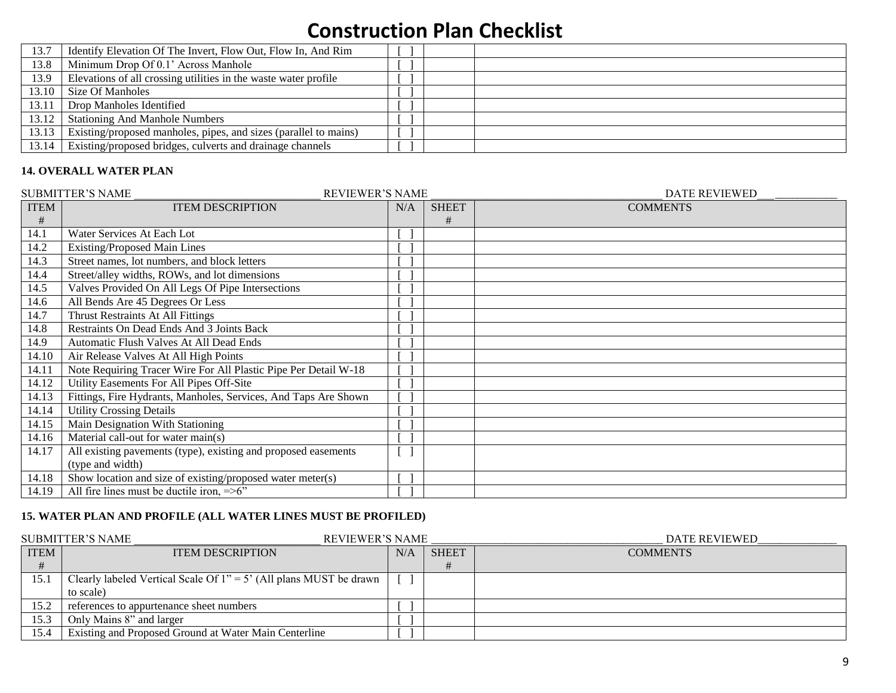# Construction Plan Checklist

| | | | | |
|---|---|---|---|---|
| 13.7 | Identify Elevation Of The Invert, Flow Out, Flow In, And Rim | [ ] | | |
| 13.8 | Minimum Drop Of 0.1' Across Manhole | [ ] | | |
| 13.9 | Elevations of all crossing utilities in the waste water profile | [ ] | | |
| 13.10 | Size Of Manholes | [ ] | | |
| 13.11 | Drop Manholes Identified | [ ] | | |
| 13.12 | Stationing And Manhole Numbers | [ ] | | |
| 13.13 | Existing/proposed manholes, pipes, and sizes (parallel to mains) | [ ] | | |
| 13.14 | Existing/proposed bridges, culverts and drainage channels | [ ] | | |

**14. OVERALL WATER PLAN**

SUBMITTER'S NAME ________________________________ REVIEWER'S NAME ________________________________________ DATE REVIEWED___ ___________

| ITEM # | ITEM DESCRIPTION | N/A | SHEET # | COMMENTS |
|---|---|---|---|---|
| 14.1 | Water Services At Each Lot | [ ] | | |
| 14.2 | Existing/Proposed Main Lines | [ ] | | |
| 14.3 | Street names, lot numbers, and block letters | [ ] | | |
| 14.4 | Street/alley widths, ROWs, and lot dimensions | [ ] | | |
| 14.5 | Valves Provided On All Legs Of Pipe Intersections | [ ] | | |
| 14.6 | All Bends Are 45 Degrees Or Less | [ ] | | |
| 14.7 | Thrust Restraints At All Fittings | [ ] | | |
| 14.8 | Restraints On Dead Ends And 3 Joints Back | [ ] | | |
| 14.9 | Automatic Flush Valves At All Dead Ends | [ ] | | |
| 14.10 | Air Release Valves At All High Points | [ ] | | |
| 14.11 | Note Requiring Tracer Wire For All Plastic Pipe Per Detail W-18 | [ ] | | |
| 14.12 | Utility Easements For All Pipes Off-Site | [ ] | | |
| 14.13 | Fittings, Fire Hydrants, Manholes, Services, And Taps Are Shown | [ ] | | |
| 14.14 | Utility Crossing Details | [ ] | | |
| 14.15 | Main Designation With Stationing | [ ] | | |
| 14.16 | Material call-out for water main(s) | [ ] | | |
| 14.17 | All existing pavements (type), existing and proposed easements (type and width) | [ ] | | |
| 14.18 | Show location and size of existing/proposed water meter(s) | [ ] | | |
| 14.19 | All fire lines must be ductile iron, =>6" | [ ] | | |

**15. WATER PLAN AND PROFILE (ALL WATER LINES MUST BE PROFILED)**

SUBMITTER'S NAME ________________________________ REVIEWER'S NAME ________________________________________ DATE REVIEWED______________

| ITEM # | ITEM DESCRIPTION | N/A | SHEET # | COMMENTS |
|---|---|---|---|---|
| 15.1 | Clearly labeled Vertical Scale Of 1" = 5' (All plans MUST be drawn to scale) | [ ] | | |
| 15.2 | references to appurtenance sheet numbers | [ ] | | |
| 15.3 | Only Mains 8" and larger | [ ] | | |
| 15.4 | Existing and Proposed Ground at Water Main Centerline | [ ] | | |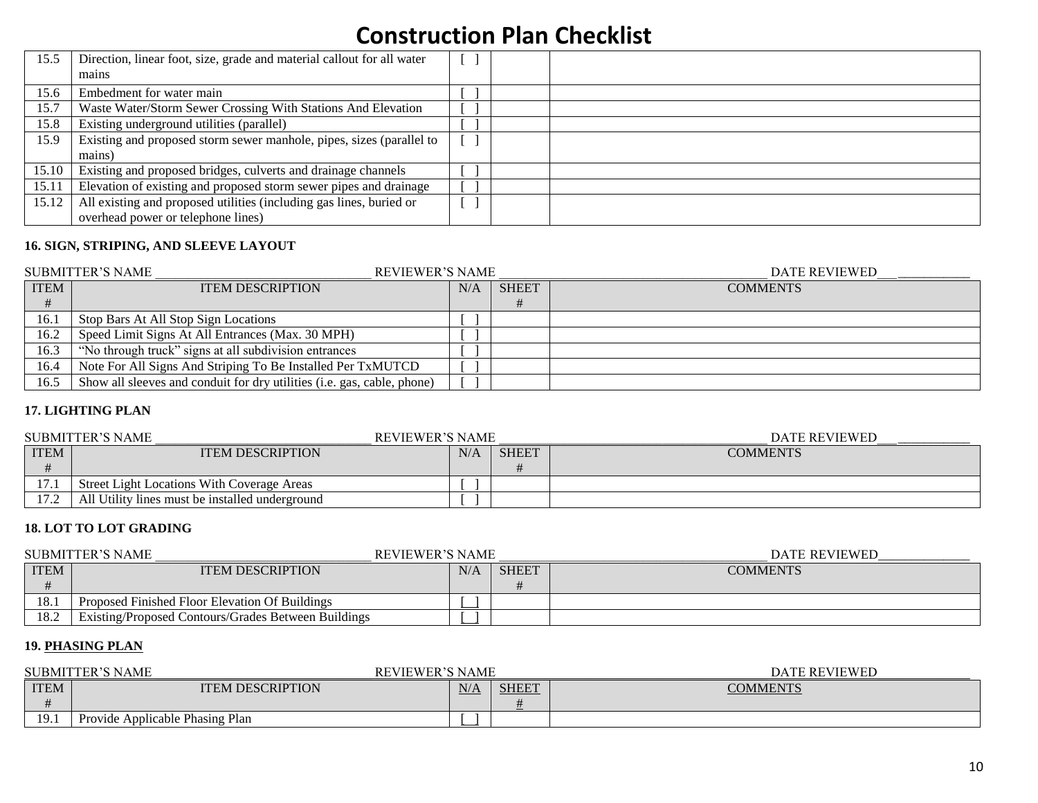# Construction Plan Checklist

| | | | | |
|---|---|---|---|---|
| 15.5 | Direction, linear foot, size, grade and material callout for all water mains | [ ] | | |
| 15.6 | Embedment for water main | [ ] | | |
| 15.7 | Waste Water/Storm Sewer Crossing With Stations And Elevation | [ ] | | |
| 15.8 | Existing underground utilities (parallel) | [ ] | | |
| 15.9 | Existing and proposed storm sewer manhole, pipes, sizes (parallel to mains) | [ ] | | |
| 15.10 | Existing and proposed bridges, culverts and drainage channels | [ ] | | |
| 15.11 | Elevation of existing and proposed storm sewer pipes and drainage | [ ] | | |
| 15.12 | All existing and proposed utilities (including gas lines, buried or overhead power or telephone lines) | [ ] | | |

**16. SIGN, STRIPING, AND SLEEVE LAYOUT**

SUBMITTER'S NAME ________________________________ REVIEWER'S NAME ________________________________________ DATE REVIEWED___ ___________

| ITEM # | ITEM DESCRIPTION | N/A | SHEET # | COMMENTS |
|---|---|---|---|---|
| 16.1 | Stop Bars At All Stop Sign Locations | [ ] | | |
| 16.2 | Speed Limit Signs At All Entrances (Max. 30 MPH) | [ ] | | |
| 16.3 | "No through truck" signs at all subdivision entrances | [ ] | | |
| 16.4 | Note For All Signs And Striping To Be Installed Per TxMUTCD | [ ] | | |
| 16.5 | Show all sleeves and conduit for dry utilities (i.e. gas, cable, phone) | [ ] | | |

**17. LIGHTING PLAN**

SUBMITTER'S NAME ________________________________ REVIEWER'S NAME ________________________________________ DATE REVIEWED___ ___________

| ITEM # | ITEM DESCRIPTION | N/A | SHEET # | COMMENTS |
|---|---|---|---|---|
| 17.1 | Street Light Locations With Coverage Areas | [ ] | | |
| 17.2 | All Utility lines must be installed underground | [ ] | | |

**18. LOT TO LOT GRADING**

SUBMITTER'S NAME ________________________________ REVIEWER'S NAME ________________________________________ DATE REVIEWED_____________

| ITEM # | ITEM DESCRIPTION | N/A | SHEET # | COMMENTS |
|---|---|---|---|---|
| 18.1 | Proposed Finished Floor Elevation Of Buildings | [ ] | | |
| 18.2 | Existing/Proposed Contours/Grades Between Buildings | [ ] | | |

**19. PHASING PLAN**

SUBMITTER'S NAME ________________________________ REVIEWER'S NAME ________________________________________ DATE REVIEWED_____________

| ITEM # | ITEM DESCRIPTION | N/A | SHEET # | COMMENTS |
|---|---|---|---|---|
| 19.1 | Provide Applicable Phasing Plan | [ ] | | |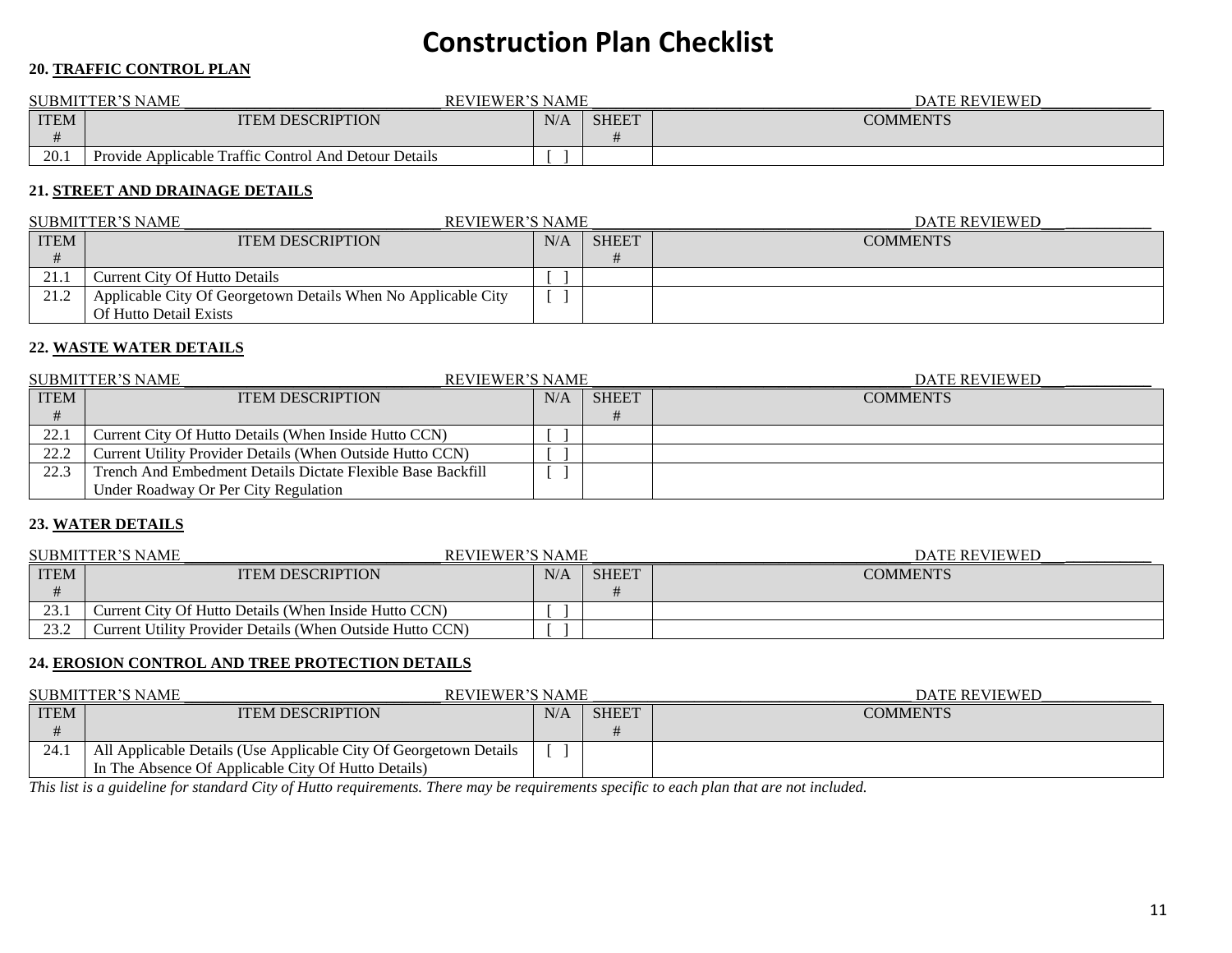# Construction Plan Checklist

### 20. TRAFFIC CONTROL PLAN

SUBMITTER'S NAME ______________________________ REVIEWER'S NAME ______________________________ DATE REVIEWED______________

| ITEM # | ITEM DESCRIPTION | N/A | SHEET # | COMMENTS |
|---|---|---|---|---|
| 20.1 | Provide Applicable Traffic Control And Detour Details | [ ] | | |

### 21. STREET AND DRAINAGE DETAILS

SUBMITTER'S NAME ______________________________ REVIEWER'S NAME ______________________________ DATE REVIEWED______________

| ITEM # | ITEM DESCRIPTION | N/A | SHEET # | COMMENTS |
|---|---|---|---|---|
| 21.1 | Current City Of Hutto Details | [ ] | | |
| 21.2 | Applicable City Of Georgetown Details When No Applicable City Of Hutto Detail Exists | [ ] | | |

### 22. WASTE WATER DETAILS

SUBMITTER'S NAME ______________________________ REVIEWER'S NAME ______________________________ DATE REVIEWED______________

| ITEM # | ITEM DESCRIPTION | N/A | SHEET # | COMMENTS |
|---|---|---|---|---|
| 22.1 | Current City Of Hutto Details (When Inside Hutto CCN) | [ ] | | |
| 22.2 | Current Utility Provider Details (When Outside Hutto CCN) | [ ] | | |
| 22.3 | Trench And Embedment Details Dictate Flexible Base Backfill Under Roadway Or Per City Regulation | [ ] | | |

### 23. WATER DETAILS

SUBMITTER'S NAME ______________________________ REVIEWER'S NAME ______________________________ DATE REVIEWED______________

| ITEM # | ITEM DESCRIPTION | N/A | SHEET # | COMMENTS |
|---|---|---|---|---|
| 23.1 | Current City Of Hutto Details (When Inside Hutto CCN) | [ ] | | |
| 23.2 | Current Utility Provider Details (When Outside Hutto CCN) | [ ] | | |

### 24. EROSION CONTROL AND TREE PROTECTION DETAILS

SUBMITTER'S NAME ______________________________ REVIEWER'S NAME ______________________________ DATE REVIEWED______________

| ITEM # | ITEM DESCRIPTION | N/A | SHEET # | COMMENTS |
|---|---|---|---|---|
| 24.1 | All Applicable Details (Use Applicable City Of Georgetown Details In The Absence Of Applicable City Of Hutto Details) | [ ] | | |

*This list is a guideline for standard City of Hutto requirements. There may be requirements specific to each plan that are not included.*